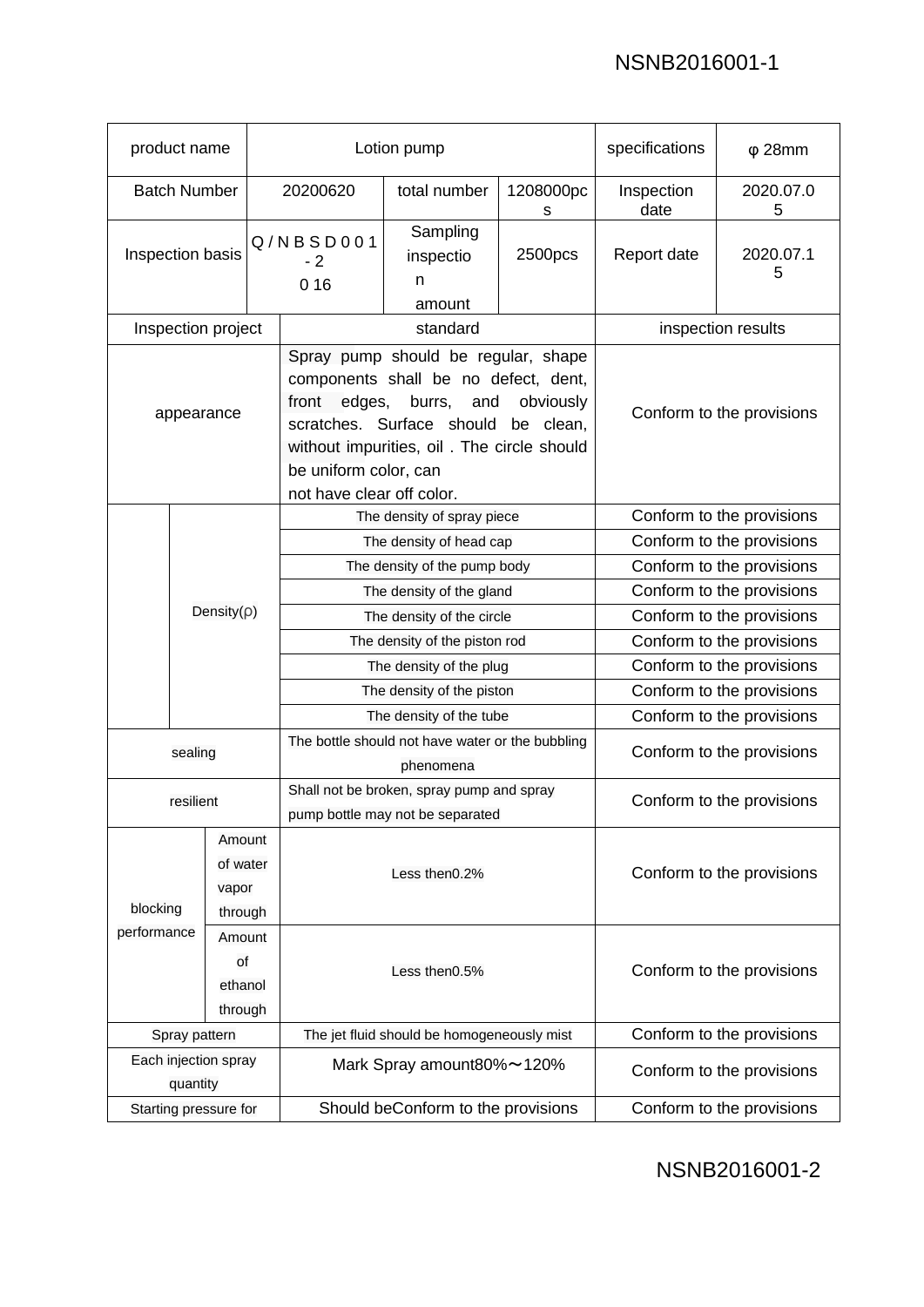NSNB2016001-1

| product name | Lotion pump | | | specifications | φ 28mm |
|---|---|---|---|---|---|
| Batch Number | 20200620 | total number | 1208000pcs | Inspection date | 2020.07.05 |
| Inspection basis | Q / N B S D 0 0 1 - 2 0 16 | Sampling inspection amount | 2500pcs | Report date | 2020.07.15 |

| Inspection project | | standard | inspection results |
|---|---|---|---|
| appearance | | Spray pump should be regular, shape components shall be no defect, dent, front edges, burrs, and obviously scratches. Surface should be clean, without impurities, oil . The circle should be uniform color, can not have clear off color. | Conform to the provisions |
| Density(ρ) | | The density of spray piece | Conform to the provisions |
| | | The density of head cap | Conform to the provisions |
| | | The density of the pump body | Conform to the provisions |
| | | The density of the gland | Conform to the provisions |
| | | The density of the circle | Conform to the provisions |
| | | The density of the piston rod | Conform to the provisions |
| | | The density of the plug | Conform to the provisions |
| | | The density of the piston | Conform to the provisions |
| | | The density of the tube | Conform to the provisions |
| sealing | | The bottle should not have water or the bubbling phenomena | Conform to the provisions |
| resilient | | Shall not be broken, spray pump and spray pump bottle may not be separated | Conform to the provisions |
| blocking performance | Amount of water vapor through | Less then0.2% | Conform to the provisions |
| | Amount of ethanol through | Less then0.5% | Conform to the provisions |
| Spray pattern | | The jet fluid should be homogeneously mist | Conform to the provisions |
| Each injection spray quantity | | Mark Spray amount80%～120% | Conform to the provisions |
| Starting pressure for | | Should beConform to the provisions | Conform to the provisions |

NSNB2016001-2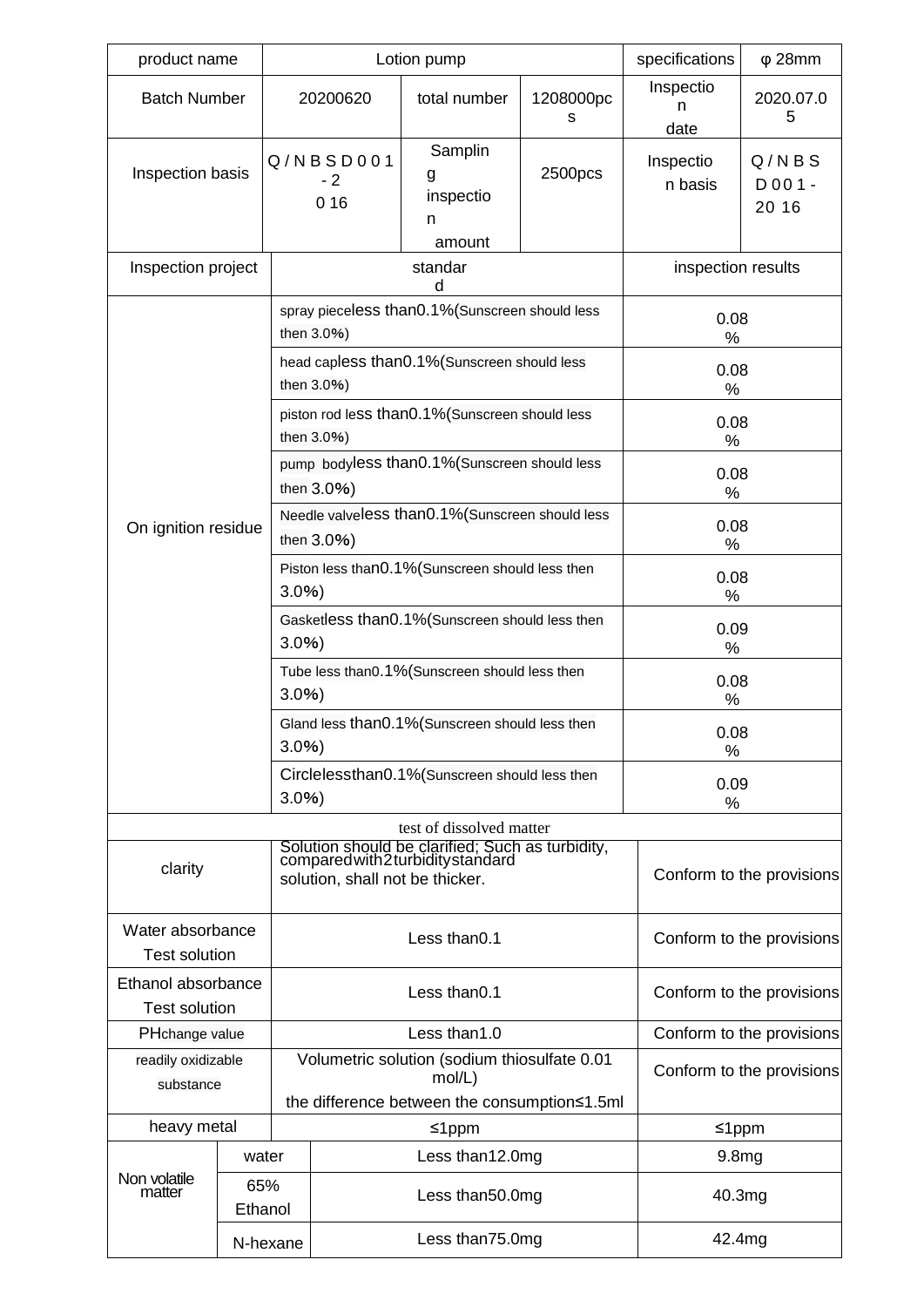| product name | Lotion pump | | | specifications | φ 28mm |
|---|---|---|---|---|---|
| Batch Number | 20200620 | total number | 1208000pcs | Inspection date | 2020.07.05 |
| Inspection basis | Q/NBSD001-2016 | Sampling inspection amount | 2500pcs | Inspection basis | Q/NBSD001-2016 |

| Inspection project | | standard | inspection results |
|---|---|---|---|
| On ignition residue | | spray pieceless than0.1%(Sunscreen should less then 3.0%) | 0.08% |
| | | head capless than0.1%(Sunscreen should less then 3.0%) | 0.08% |
| | | piston rod less than0.1%(Sunscreen should less then 3.0%) | 0.08% |
| | | pump bodyless than0.1%(Sunscreen should less then 3.0%) | 0.08% |
| | | Needle valveless than0.1%(Sunscreen should less then 3.0%) | 0.08% |
| | | Piston less than0.1%(Sunscreen should less then 3.0%) | 0.08% |
| | | Gasketless than0.1%(Sunscreen should less then 3.0%) | 0.09% |
| | | Tube less than0.1%(Sunscreen should less then 3.0%) | 0.08% |
| | | Gland less than0.1%(Sunscreen should less then 3.0%) | 0.08% |
| | | Circlelessthan0.1%(Sunscreen should less then 3.0%) | 0.09% |
| test of dissolved matter | | | |
| clarity | | Solution should be clarified; Such as turbidity, comparedwith2turbiditystandard solution, shall not be thicker. | Conform to the provisions |
| Water absorbance Test solution | | Less than0.1 | Conform to the provisions |
| Ethanol absorbance Test solution | | Less than0.1 | Conform to the provisions |
| PHchange value | | Less than1.0 | Conform to the provisions |
| readily oxidizable substance | | Volumetric solution (sodium thiosulfate 0.01 mol/L) the difference between the consumption≤1.5ml | Conform to the provisions |
| heavy metal | | ≤1ppm | ≤1ppm |
| Non volatile matter | water | Less than12.0mg | 9.8mg |
| | 65% Ethanol | Less than50.0mg | 40.3mg |
| | N-hexane | Less than75.0mg | 42.4mg |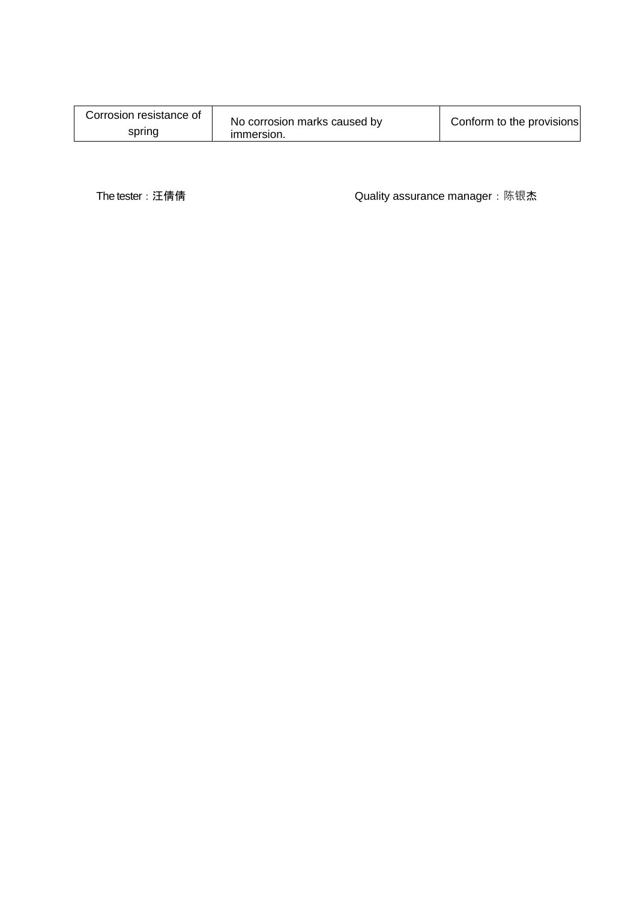| | | |
|---|---|---|
| Corrosion resistance of spring | No corrosion marks caused by immersion. | Conform to the provisions |

The tester：汪倩倩

Quality assurance manager：陈银杰